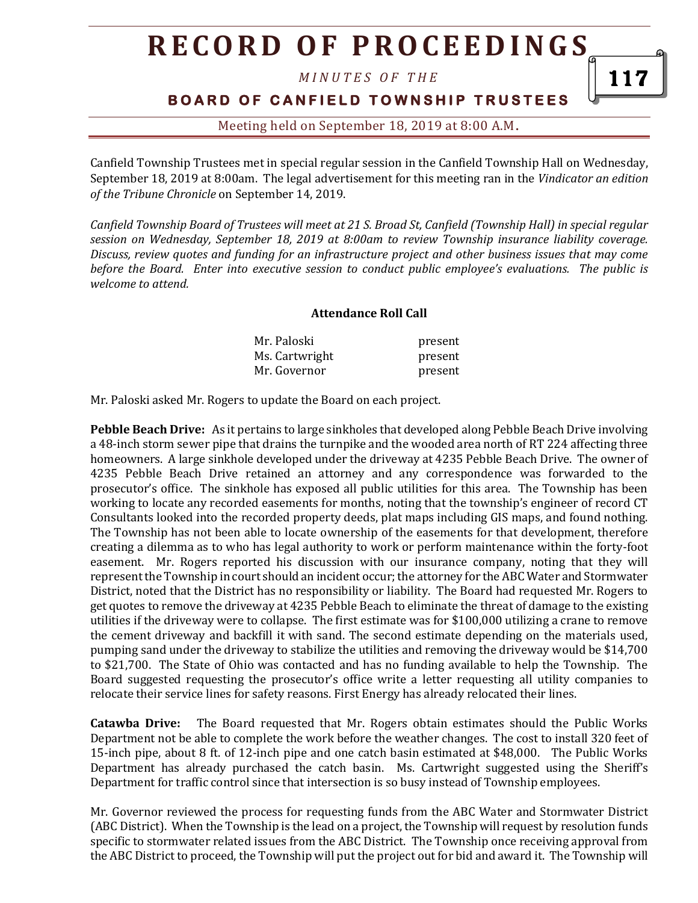# RECORD OF PROCEEDINGS

*MINUTES OF THE*

**BOARD OF CANFIELD TOWNSHIP TRUSTEES**

Meeting held on September 18, 2019 at 8:00 A.M.

Canfield Township Trustees met in special regular session in the Canfield Township Hall on Wednesday, September 18, 2019 at 8:00am. The legal advertisement for this meeting ran in the *Vindicator an edition of the Tribune Chronicle* on September 14, 2019.

*Canfield Township Board of Trustees will meet at 21 S. Broad St, Canfield (Township Hall) in special regular session on Wednesday, September 18, 2019 at 8:00am to review Township insurance liability coverage. Discuss, review quotes and funding for an infrastructure project and other business issues that may come before the Board. Enter into executive session to conduct public employee's evaluations. The public is welcome to attend.*

**Attendance Roll Call**

| | |
|---|---|
| Mr. Paloski | present |
| Ms. Cartwright | present |
| Mr. Governor | present |

Mr. Paloski asked Mr. Rogers to update the Board on each project.

**Pebble Beach Drive:** As it pertains to large sinkholes that developed along Pebble Beach Drive involving a 48-inch storm sewer pipe that drains the turnpike and the wooded area north of RT 224 affecting three homeowners. A large sinkhole developed under the driveway at 4235 Pebble Beach Drive. The owner of 4235 Pebble Beach Drive retained an attorney and any correspondence was forwarded to the prosecutor's office. The sinkhole has exposed all public utilities for this area. The Township has been working to locate any recorded easements for months, noting that the township's engineer of record CT Consultants looked into the recorded property deeds, plat maps including GIS maps, and found nothing. The Township has not been able to locate ownership of the easements for that development, therefore creating a dilemma as to who has legal authority to work or perform maintenance within the forty-foot easement. Mr. Rogers reported his discussion with our insurance company, noting that they will represent the Township in court should an incident occur; the attorney for the ABC Water and Stormwater District, noted that the District has no responsibility or liability. The Board had requested Mr. Rogers to get quotes to remove the driveway at 4235 Pebble Beach to eliminate the threat of damage to the existing utilities if the driveway were to collapse. The first estimate was for $100,000 utilizing a crane to remove the cement driveway and backfill it with sand. The second estimate depending on the materials used, pumping sand under the driveway to stabilize the utilities and removing the driveway would be $14,700 to $21,700. The State of Ohio was contacted and has no funding available to help the Township. The Board suggested requesting the prosecutor's office write a letter requesting all utility companies to relocate their service lines for safety reasons. First Energy has already relocated their lines.

**Catawba Drive:** The Board requested that Mr. Rogers obtain estimates should the Public Works Department not be able to complete the work before the weather changes. The cost to install 320 feet of 15-inch pipe, about 8 ft. of 12-inch pipe and one catch basin estimated at $48,000. The Public Works Department has already purchased the catch basin. Ms. Cartwright suggested using the Sheriff's Department for traffic control since that intersection is so busy instead of Township employees.

Mr. Governor reviewed the process for requesting funds from the ABC Water and Stormwater District (ABC District). When the Township is the lead on a project, the Township will request by resolution funds specific to stormwater related issues from the ABC District. The Township once receiving approval from the ABC District to proceed, the Township will put the project out for bid and award it. The Township will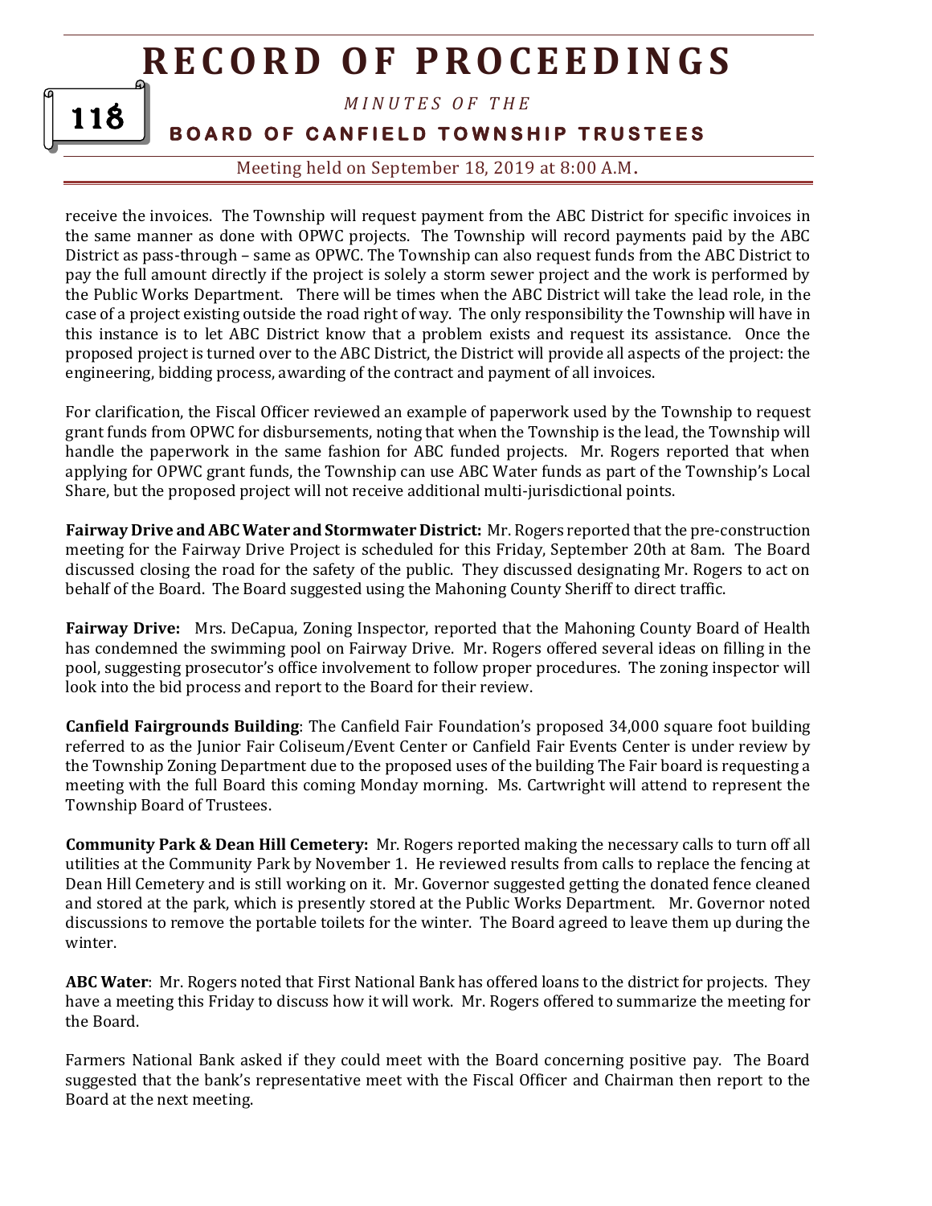receive the invoices. The Township will request payment from the ABC District for specific invoices in the same manner as done with OPWC projects. The Township will record payments paid by the ABC District as pass-through – same as OPWC. The Township can also request funds from the ABC District to pay the full amount directly if the project is solely a storm sewer project and the work is performed by the Public Works Department. There will be times when the ABC District will take the lead role, in the case of a project existing outside the road right of way. The only responsibility the Township will have in this instance is to let ABC District know that a problem exists and request its assistance. Once the proposed project is turned over to the ABC District, the District will provide all aspects of the project: the engineering, bidding process, awarding of the contract and payment of all invoices.

For clarification, the Fiscal Officer reviewed an example of paperwork used by the Township to request grant funds from OPWC for disbursements, noting that when the Township is the lead, the Township will handle the paperwork in the same fashion for ABC funded projects. Mr. Rogers reported that when applying for OPWC grant funds, the Township can use ABC Water funds as part of the Township's Local Share, but the proposed project will not receive additional multi-jurisdictional points.

**Fairway Drive and ABC Water and Stormwater District:** Mr. Rogers reported that the pre-construction meeting for the Fairway Drive Project is scheduled for this Friday, September 20th at 8am. The Board discussed closing the road for the safety of the public. They discussed designating Mr. Rogers to act on behalf of the Board. The Board suggested using the Mahoning County Sheriff to direct traffic.

**Fairway Drive:** Mrs. DeCapua, Zoning Inspector, reported that the Mahoning County Board of Health has condemned the swimming pool on Fairway Drive. Mr. Rogers offered several ideas on filling in the pool, suggesting prosecutor's office involvement to follow proper procedures. The zoning inspector will look into the bid process and report to the Board for their review.

**Canfield Fairgrounds Building**: The Canfield Fair Foundation's proposed 34,000 square foot building referred to as the Junior Fair Coliseum/Event Center or Canfield Fair Events Center is under review by the Township Zoning Department due to the proposed uses of the building The Fair board is requesting a meeting with the full Board this coming Monday morning. Ms. Cartwright will attend to represent the Township Board of Trustees.

**Community Park & Dean Hill Cemetery:** Mr. Rogers reported making the necessary calls to turn off all utilities at the Community Park by November 1. He reviewed results from calls to replace the fencing at Dean Hill Cemetery and is still working on it. Mr. Governor suggested getting the donated fence cleaned and stored at the park, which is presently stored at the Public Works Department. Mr. Governor noted discussions to remove the portable toilets for the winter. The Board agreed to leave them up during the winter.

**ABC Water**: Mr. Rogers noted that First National Bank has offered loans to the district for projects. They have a meeting this Friday to discuss how it will work. Mr. Rogers offered to summarize the meeting for the Board.

Farmers National Bank asked if they could meet with the Board concerning positive pay. The Board suggested that the bank's representative meet with the Fiscal Officer and Chairman then report to the Board at the next meeting.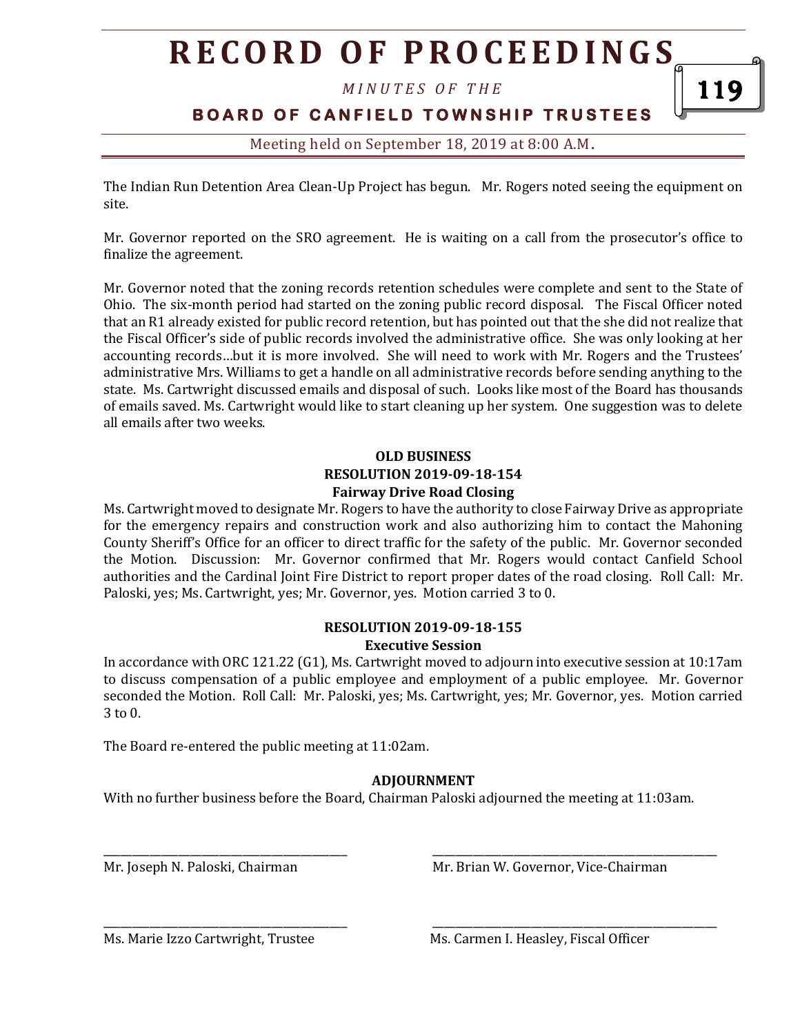The Indian Run Detention Area Clean-Up Project has begun. Mr. Rogers noted seeing the equipment on site.

Mr. Governor reported on the SRO agreement. He is waiting on a call from the prosecutor's office to finalize the agreement.

Mr. Governor noted that the zoning records retention schedules were complete and sent to the State of Ohio. The six-month period had started on the zoning public record disposal. The Fiscal Officer noted that an R1 already existed for public record retention, but has pointed out that the she did not realize that the Fiscal Officer's side of public records involved the administrative office. She was only looking at her accounting records…but it is more involved. She will need to work with Mr. Rogers and the Trustees' administrative Mrs. Williams to get a handle on all administrative records before sending anything to the state. Ms. Cartwright discussed emails and disposal of such. Looks like most of the Board has thousands of emails saved. Ms. Cartwright would like to start cleaning up her system. One suggestion was to delete all emails after two weeks.

**OLD BUSINESS**
**RESOLUTION 2019-09-18-154**
**Fairway Drive Road Closing**

Ms. Cartwright moved to designate Mr. Rogers to have the authority to close Fairway Drive as appropriate for the emergency repairs and construction work and also authorizing him to contact the Mahoning County Sheriff's Office for an officer to direct traffic for the safety of the public. Mr. Governor seconded the Motion. Discussion: Mr. Governor confirmed that Mr. Rogers would contact Canfield School authorities and the Cardinal Joint Fire District to report proper dates of the road closing. Roll Call: Mr. Paloski, yes; Ms. Cartwright, yes; Mr. Governor, yes. Motion carried 3 to 0.

**RESOLUTION 2019-09-18-155**
**Executive Session**

In accordance with ORC 121.22 (G1), Ms. Cartwright moved to adjourn into executive session at 10:17am to discuss compensation of a public employee and employment of a public employee. Mr. Governor seconded the Motion. Roll Call: Mr. Paloski, yes; Ms. Cartwright, yes; Mr. Governor, yes. Motion carried 3 to 0.

The Board re-entered the public meeting at 11:02am.

**ADJOURNMENT**

With no further business before the Board, Chairman Paloski adjourned the meeting at 11:03am.

\_\_\_\_\_\_\_\_\_\_\_\_\_\_\_\_\_\_\_\_\_\_\_\_\_\_\_\_\_\_\_\_\_\_\_\_\_\_\_\_
Mr. Joseph N. Paloski, Chairman

\_\_\_\_\_\_\_\_\_\_\_\_\_\_\_\_\_\_\_\_\_\_\_\_\_\_\_\_\_\_\_\_\_\_\_\_\_\_\_\_
Mr. Brian W. Governor, Vice-Chairman

\_\_\_\_\_\_\_\_\_\_\_\_\_\_\_\_\_\_\_\_\_\_\_\_\_\_\_\_\_\_\_\_\_\_\_\_\_\_\_\_
Ms. Marie Izzo Cartwright, Trustee

\_\_\_\_\_\_\_\_\_\_\_\_\_\_\_\_\_\_\_\_\_\_\_\_\_\_\_\_\_\_\_\_\_\_\_\_\_\_\_\_
Ms. Carmen I. Heasley, Fiscal Officer